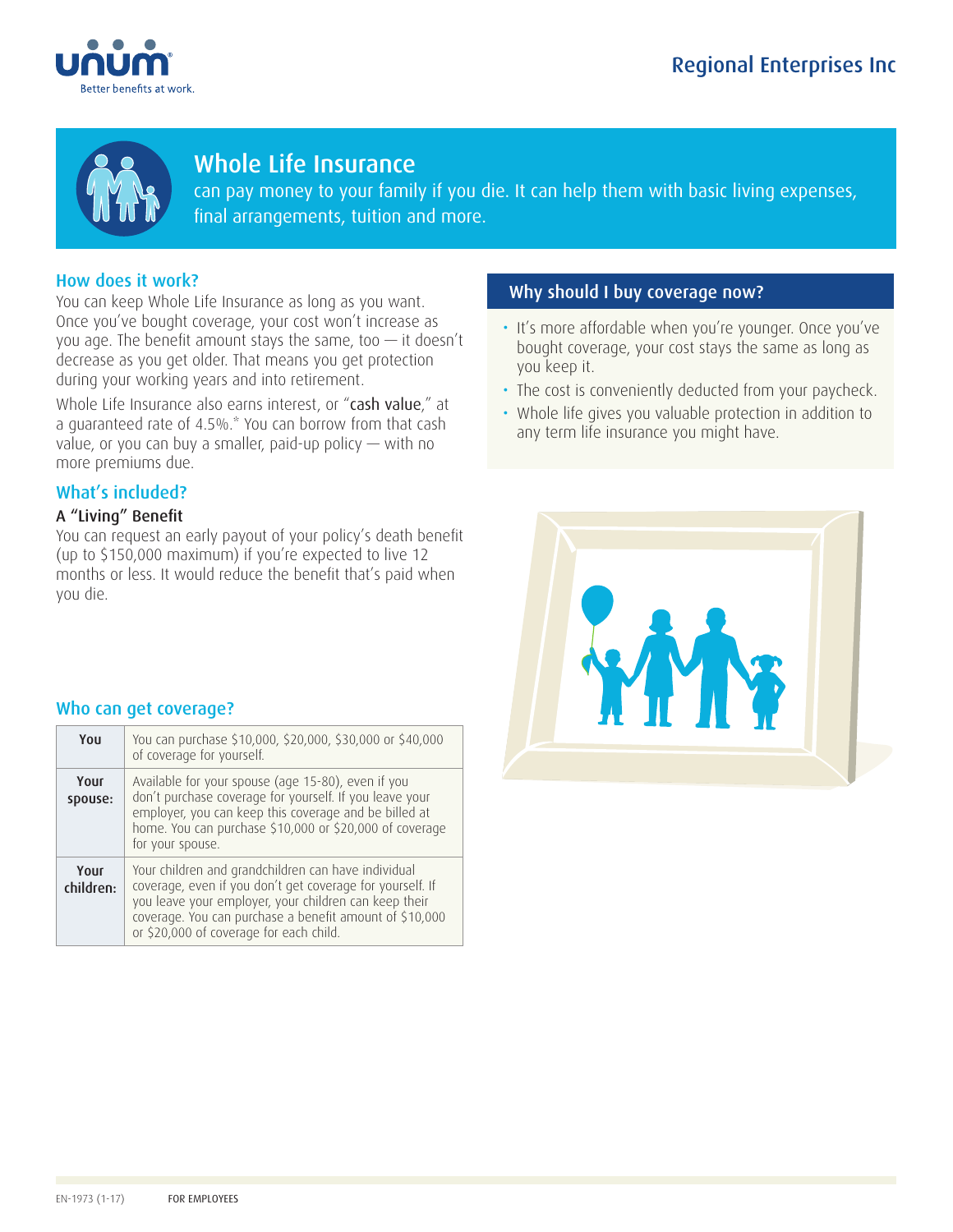Regional Enterprises Inc

# Whole Life Insurance

can pay money to your family if you die. It can help them with basic living expenses, final arrangements, tuition and more.

## How does it work?

You can keep Whole Life Insurance as long as you want. Once you've bought coverage, your cost won't increase as you age. The benefit amount stays the same, too — it doesn't decrease as you get older. That means you get protection during your working years and into retirement.

Whole Life Insurance also earns interest, or "cash value," at a guaranteed rate of 4.5%.* You can borrow from that cash value, or you can buy a smaller, paid-up policy — with no more premiums due.

## What's included?

### A "Living" Benefit

You can request an early payout of your policy's death benefit (up to $150,000 maximum) if you're expected to live 12 months or less. It would reduce the benefit that's paid when you die.

## Who can get coverage?

| | |
|---|---|
| **You** | You can purchase $10,000, $20,000, $30,000 or $40,000 of coverage for yourself. |
| **Your spouse:** | Available for your spouse (age 15-80), even if you don't purchase coverage for yourself. If you leave your employer, you can keep this coverage and be billed at home. You can purchase $10,000 or $20,000 of coverage for your spouse. |
| **Your children:** | Your children and grandchildren can have individual coverage, even if you don't get coverage for yourself. If you leave your employer, your children can keep their coverage. You can purchase a benefit amount of $10,000 or $20,000 of coverage for each child. |

## Why should I buy coverage now?

- It's more affordable when you're younger. Once you've bought coverage, your cost stays the same as long as you keep it.
- The cost is conveniently deducted from your paycheck.
- Whole life gives you valuable protection in addition to any term life insurance you might have.

EN-1973 (1-17) FOR EMPLOYEES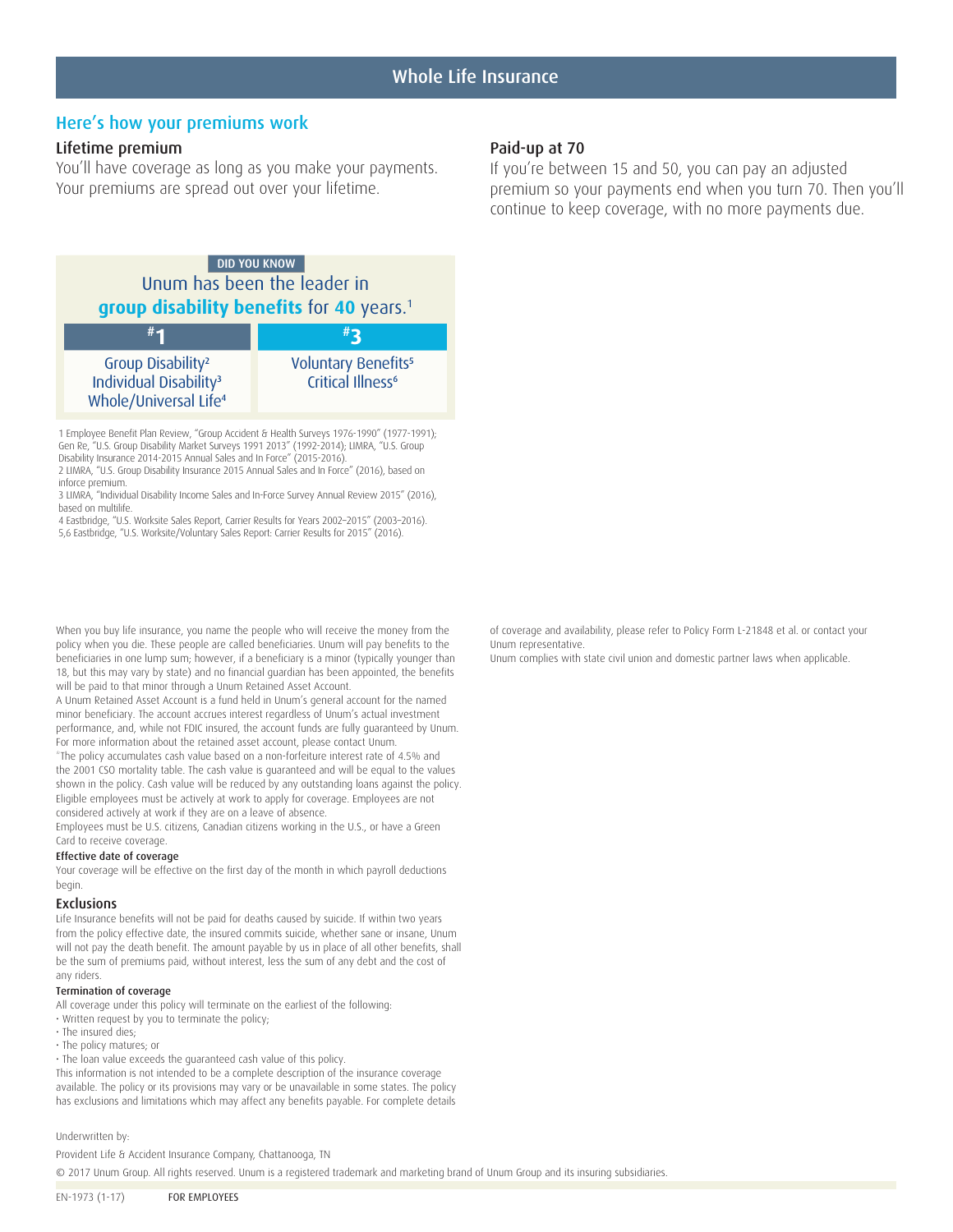# Whole Life Insurance

## Here's how your premiums work

### Lifetime premium

You'll have coverage as long as you make your payments. Your premiums are spread out over your lifetime.

### Paid-up at 70

If you're between 15 and 50, you can pay an adjusted premium so your payments end when you turn 70. Then you'll continue to keep coverage, with no more payments due.

DID YOU KNOW

Unum has been the leader in **group disability benefits** for **40** years.[1]

| #1 | #3 |
|---|---|
| Group Disability[2]<br>Individual Disability[3]<br>Whole/Universal Life[4] | Voluntary Benefits[5]<br>Critical Illness[6] |

1 Employee Benefit Plan Review, "Group Accident & Health Surveys 1976-1990" (1977-1991); Gen Re, "U.S. Group Disability Market Surveys 1991 2013" (1992-2014); LIMRA, "U.S. Group Disability Insurance 2014-2015 Annual Sales and In Force" (2015-2016).
2 LIMRA, "U.S. Group Disability Insurance 2015 Annual Sales and In Force" (2016), based on inforce premium.
3 LIMRA, "Individual Disability Income Sales and In-Force Survey Annual Review 2015" (2016), based on multilife.
4 Eastbridge, "U.S. Worksite Sales Report, Carrier Results for Years 2002–2015" (2003–2016).
5,6 Eastbridge, "U.S. Worksite/Voluntary Sales Report: Carrier Results for 2015" (2016).

When you buy life insurance, you name the people who will receive the money from the policy when you die. These people are called beneficiaries. Unum will pay benefits to the beneficiaries in one lump sum; however, if a beneficiary is a minor (typically younger than 18, but this may vary by state) and no financial guardian has been appointed, the benefits will be paid to that minor through a Unum Retained Asset Account.

A Unum Retained Asset Account is a fund held in Unum's general account for the named minor beneficiary. The account accrues interest regardless of Unum's actual investment performance, and, while not FDIC insured, the account funds are fully guaranteed by Unum. For more information about the retained asset account, please contact Unum.

*The policy accumulates cash value based on a non-forfeiture interest rate of 4.5% and the 2001 CSO mortality table. The cash value is guaranteed and will be equal to the values shown in the policy. Cash value will be reduced by any outstanding loans against the policy.

Eligible employees must be actively at work to apply for coverage. Employees are not considered actively at work if they are on a leave of absence.

Employees must be U.S. citizens, Canadian citizens working in the U.S., or have a Green Card to receive coverage.

**Effective date of coverage**

Your coverage will be effective on the first day of the month in which payroll deductions begin.

### Exclusions

Life Insurance benefits will not be paid for deaths caused by suicide. If within two years from the policy effective date, the insured commits suicide, whether sane or insane, Unum will not pay the death benefit. The amount payable by us in place of all other benefits, shall be the sum of premiums paid, without interest, less the sum of any debt and the cost of any riders.

**Termination of coverage**

All coverage under this policy will terminate on the earliest of the following:

- Written request by you to terminate the policy;
- The insured dies;
- The policy matures; or
- The loan value exceeds the guaranteed cash value of this policy.

This information is not intended to be a complete description of the insurance coverage available. The policy or its provisions may vary or be unavailable in some states. The policy has exclusions and limitations which may affect any benefits payable. For complete details of coverage and availability, please refer to Policy Form L-21848 et al. or contact your Unum representative.

Unum complies with state civil union and domestic partner laws when applicable.

Underwritten by:

Provident Life & Accident Insurance Company, Chattanooga, TN

© 2017 Unum Group. All rights reserved. Unum is a registered trademark and marketing brand of Unum Group and its insuring subsidiaries.

EN-1973 (1-17) FOR EMPLOYEES